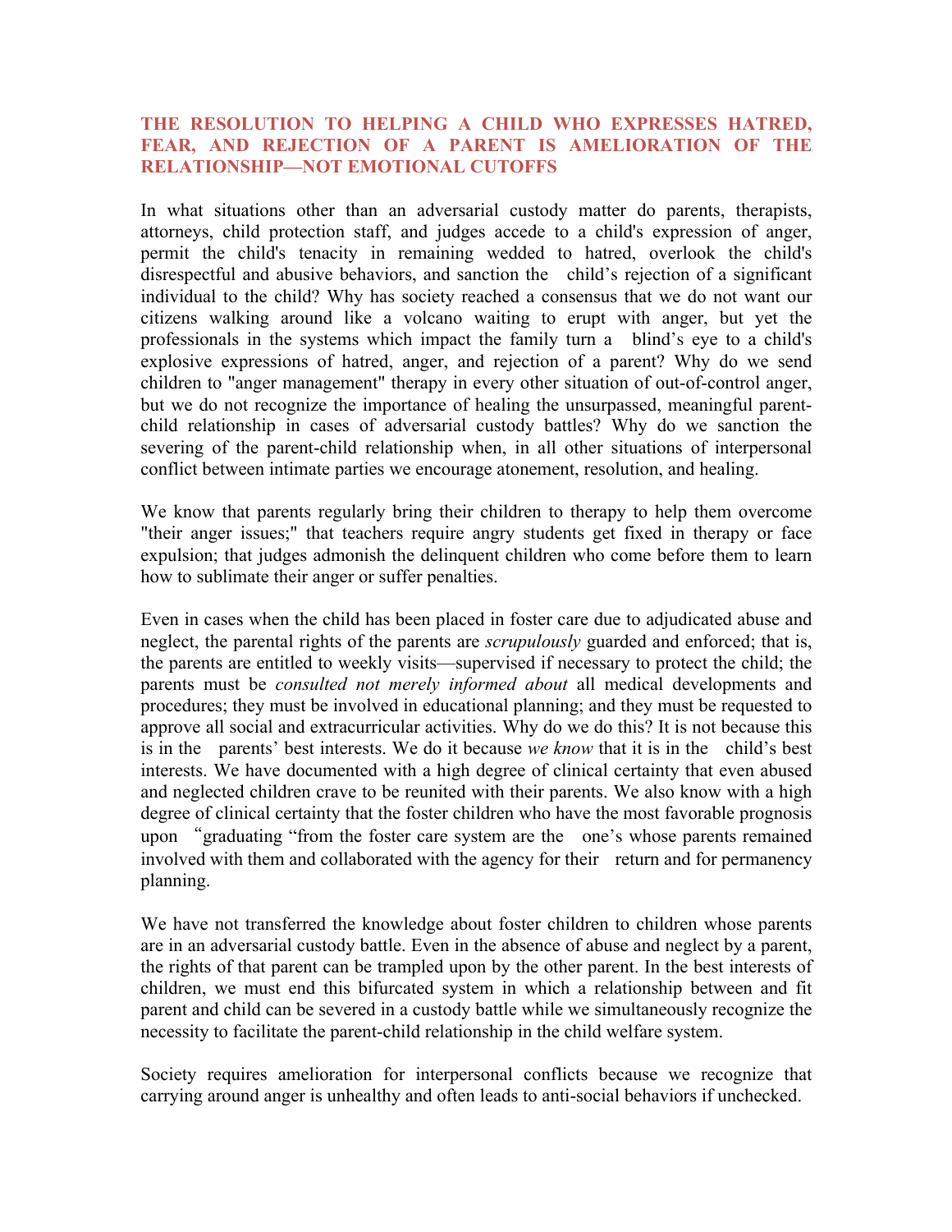## THE RESOLUTION TO HELPING A CHILD WHO EXPRESSES HATRED, FEAR, AND REJECTION OF A PARENT IS AMELIORATION OF THE RELATIONSHIP—NOT EMOTIONAL CUTOFFS

In what situations other than an adversarial custody matter do parents, therapists, attorneys, child protection staff, and judges accede to a child's expression of anger, permit the child's tenacity in remaining wedded to hatred, overlook the child's disrespectful and abusive behaviors, and sanction the child's rejection of a significant individual to the child? Why has society reached a consensus that we do not want our citizens walking around like a volcano waiting to erupt with anger, but yet the professionals in the systems which impact the family turn a blind's eye to a child's explosive expressions of hatred, anger, and rejection of a parent? Why do we send children to "anger management" therapy in every other situation of out-of-control anger, but we do not recognize the importance of healing the unsurpassed, meaningful parent-child relationship in cases of adversarial custody battles? Why do we sanction the severing of the parent-child relationship when, in all other situations of interpersonal conflict between intimate parties we encourage atonement, resolution, and healing.

We know that parents regularly bring their children to therapy to help them overcome "their anger issues;" that teachers require angry students get fixed in therapy or face expulsion; that judges admonish the delinquent children who come before them to learn how to sublimate their anger or suffer penalties.

Even in cases when the child has been placed in foster care due to adjudicated abuse and neglect, the parental rights of the parents are *scrupulously* guarded and enforced; that is, the parents are entitled to weekly visits—supervised if necessary to protect the child; the parents must be *consulted not merely informed about* all medical developments and procedures; they must be involved in educational planning; and they must be requested to approve all social and extracurricular activities. Why do we do this? It is not because this is in the parents' best interests. We do it because *we know* that it is in the child's best interests. We have documented with a high degree of clinical certainty that even abused and neglected children crave to be reunited with their parents. We also know with a high degree of clinical certainty that the foster children who have the most favorable prognosis upon "graduating "from the foster care system are the one's whose parents remained involved with them and collaborated with the agency for their return and for permanency planning.

We have not transferred the knowledge about foster children to children whose parents are in an adversarial custody battle. Even in the absence of abuse and neglect by a parent, the rights of that parent can be trampled upon by the other parent. In the best interests of children, we must end this bifurcated system in which a relationship between and fit parent and child can be severed in a custody battle while we simultaneously recognize the necessity to facilitate the parent-child relationship in the child welfare system.

Society requires amelioration for interpersonal conflicts because we recognize that carrying around anger is unhealthy and often leads to anti-social behaviors if unchecked.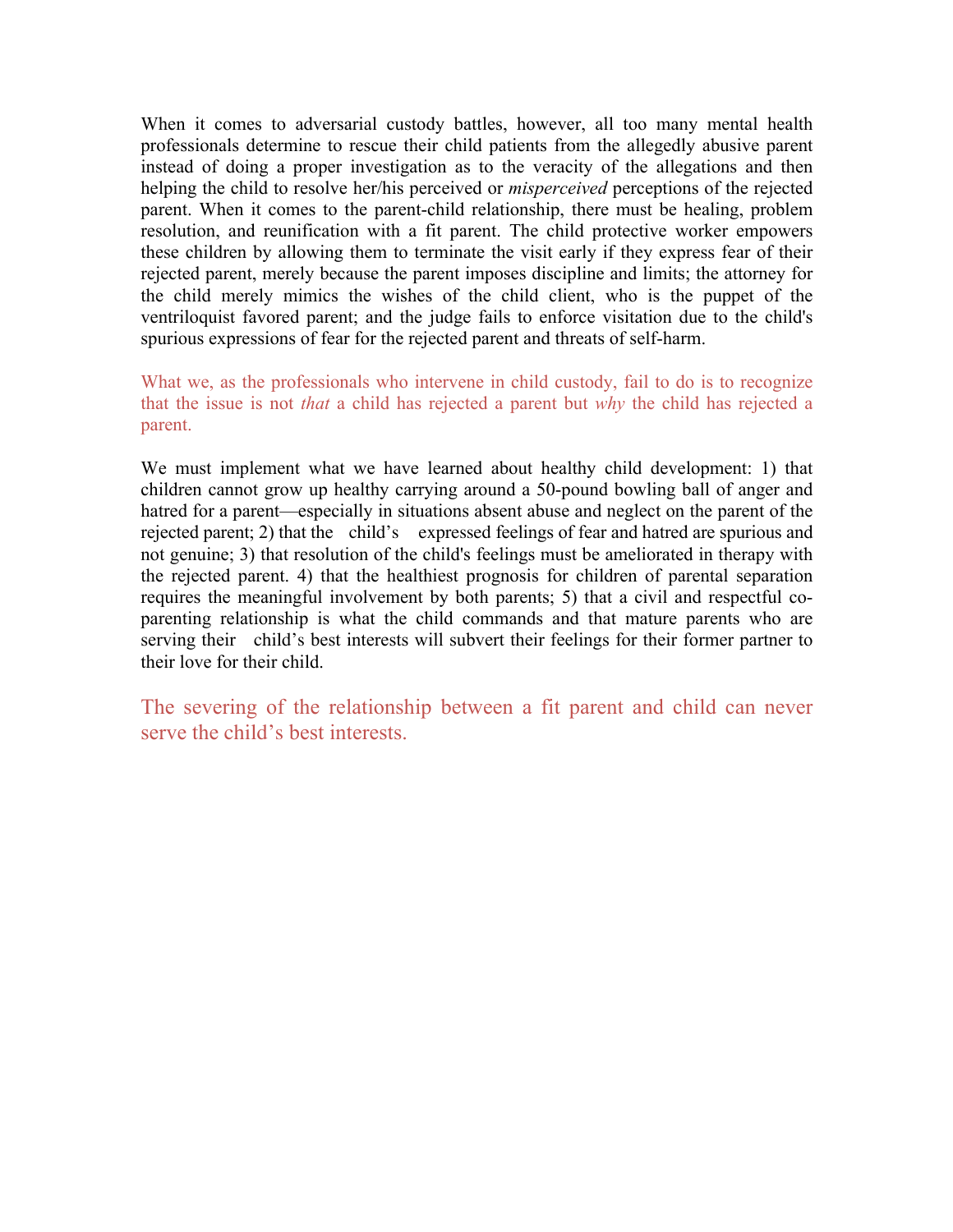When it comes to adversarial custody battles, however, all too many mental health professionals determine to rescue their child patients from the allegedly abusive parent instead of doing a proper investigation as to the veracity of the allegations and then helping the child to resolve her/his perceived or *misperceived* perceptions of the rejected parent. When it comes to the parent-child relationship, there must be healing, problem resolution, and reunification with a fit parent. The child protective worker empowers these children by allowing them to terminate the visit early if they express fear of their rejected parent, merely because the parent imposes discipline and limits; the attorney for the child merely mimics the wishes of the child client, who is the puppet of the ventriloquist favored parent; and the judge fails to enforce visitation due to the child's spurious expressions of fear for the rejected parent and threats of self-harm.

What we, as the professionals who intervene in child custody, fail to do is to recognize that the issue is not *that* a child has rejected a parent but *why* the child has rejected a parent.

We must implement what we have learned about healthy child development: 1) that children cannot grow up healthy carrying around a 50-pound bowling ball of anger and hatred for a parent—especially in situations absent abuse and neglect on the parent of the rejected parent; 2) that the child's expressed feelings of fear and hatred are spurious and not genuine; 3) that resolution of the child's feelings must be ameliorated in therapy with the rejected parent. 4) that the healthiest prognosis for children of parental separation requires the meaningful involvement by both parents; 5) that a civil and respectful co-parenting relationship is what the child commands and that mature parents who are serving their child's best interests will subvert their feelings for their former partner to their love for their child.

The severing of the relationship between a fit parent and child can never serve the child's best interests.